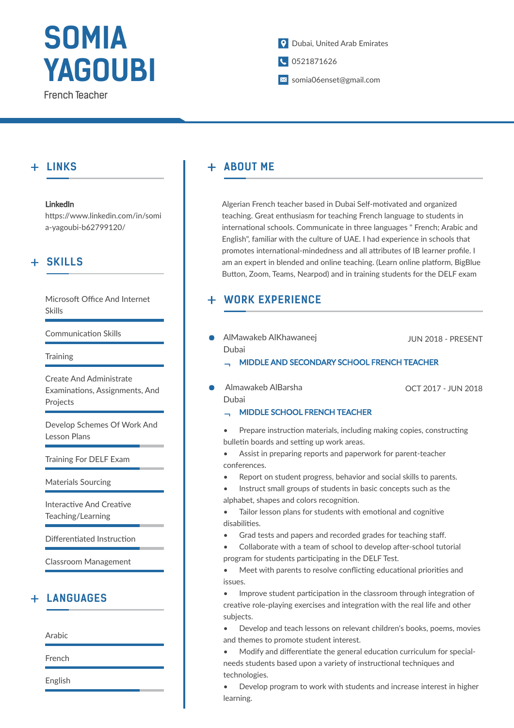# SOMIA YAGOUBI

French Teacher

Dubai, United Arab Emirates

0521871626

somia06enset@gmail.com

## LINKS

**LinkedIn**

https://www.linkedin.com/in/somia-yagoubi-b62799120/

## SKILLS

- Microsoft Office And Internet Skills
- Communication Skills
- Training
- Create And Administrate Examinations, Assignments, And Projects
- Develop Schemes Of Work And Lesson Plans
- Training For DELF Exam
- Materials Sourcing
- Interactive And Creative Teaching/Learning
- Differentiated Instruction
- Classroom Management

## LANGUAGES

- Arabic
- French
- English

## ABOUT ME

Algerian French teacher based in Dubai Self-motivated and organized teaching. Great enthusiasm for teaching French language to students in international schools. Communicate in three languages " French; Arabic and English", familiar with the culture of UAE. I had experience in schools that promotes international-mindedness and all attributes of IB learner profile. I am an expert in blended and online teaching. (Learn online platform, BigBlue Button, Zoom, Teams, Nearpod) and in training students for the DELF exam

## WORK EXPERIENCE

**AlMawakeb AlKhawaneej** — JUN 2018 - PRESENT
Dubai

**MIDDLE AND SECONDARY SCHOOL FRENCH TEACHER**

**Almawakeb AlBarsha** — OCT 2017 - JUN 2018
Dubai

**MIDDLE SCHOOL FRENCH TEACHER**

- Prepare instruction materials, including making copies, constructing bulletin boards and setting up work areas.
- Assist in preparing reports and paperwork for parent-teacher conferences.
- Report on student progress, behavior and social skills to parents.
- Instruct small groups of students in basic concepts such as the alphabet, shapes and colors recognition.
- Tailor lesson plans for students with emotional and cognitive disabilities.
- Grad tests and papers and recorded grades for teaching staff.
- Collaborate with a team of school to develop after-school tutorial program for students participating in the DELF Test.
- Meet with parents to resolve conflicting educational priorities and issues.
- Improve student participation in the classroom through integration of creative role-playing exercises and integration with the real life and other subjects.
- Develop and teach lessons on relevant children's books, poems, movies and themes to promote student interest.
- Modify and differentiate the general education curriculum for special-needs students based upon a variety of instructional techniques and technologies.
- Develop program to work with students and increase interest in higher learning.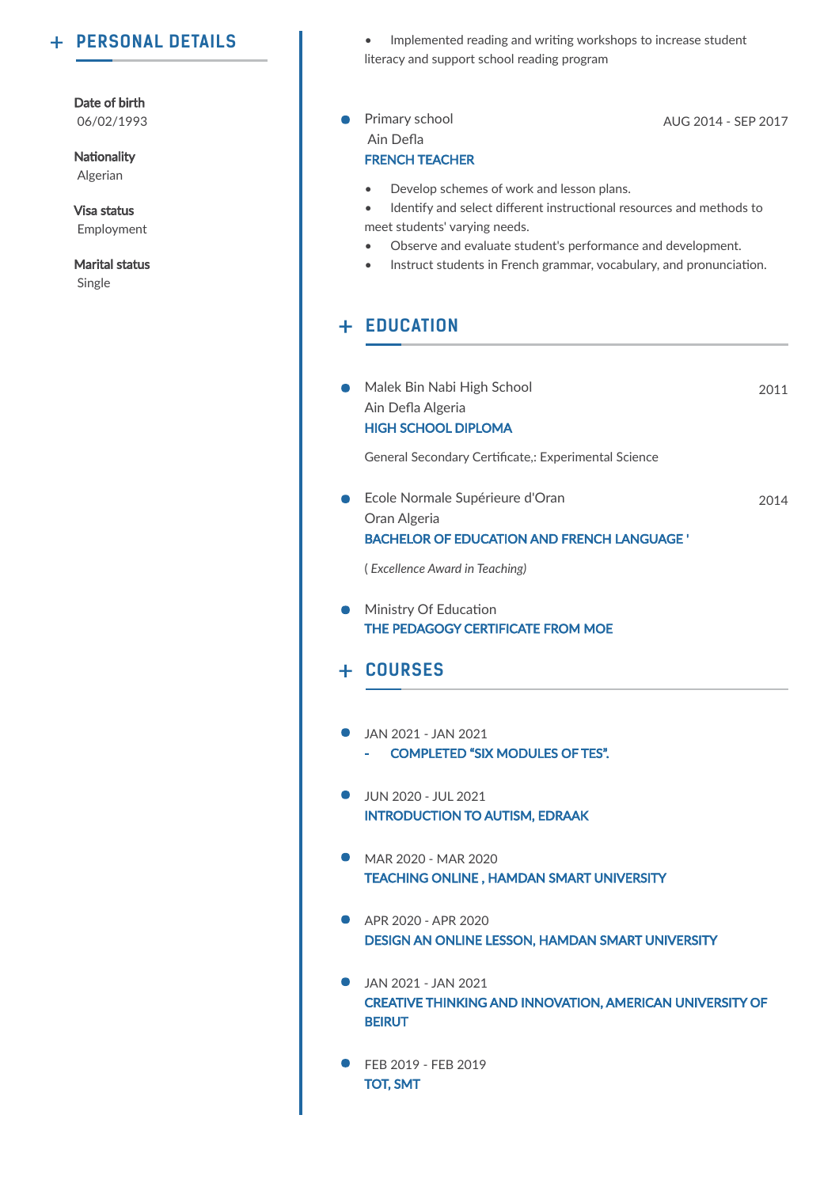## PERSONAL DETAILS

**Date of birth**
06/02/1993

**Nationality**
Algerian

**Visa status**
Employment

**Marital status**
Single

- Implemented reading and writing workshops to increase student literacy and support school reading program

**Primary school** — AUG 2014 - SEP 2017
Ain Defla
**FRENCH TEACHER**

- Develop schemes of work and lesson plans.
- Identify and select different instructional resources and methods to meet students' varying needs.
- Observe and evaluate student's performance and development.
- Instruct students in French grammar, vocabulary, and pronunciation.

## EDUCATION

**Malek Bin Nabi High School** — 2011
Ain Defla Algeria
**HIGH SCHOOL DIPLOMA**

General Secondary Certificate,: Experimental Science

**Ecole Normale Supérieure d'Oran** — 2014
Oran Algeria
**BACHELOR OF EDUCATION AND FRENCH LANGUAGE '**

*( Excellence Award in Teaching)*

**Ministry Of Education**
**THE PEDAGOGY CERTIFICATE FROM MOE**

## COURSES

- JAN 2021 - JAN 2021
  **- COMPLETED "SIX MODULES OF TES".**
- JUN 2020 - JUL 2021
  **INTRODUCTION TO AUTISM, EDRAAK**
- MAR 2020 - MAR 2020
  **TEACHING ONLINE , HAMDAN SMART UNIVERSITY**
- APR 2020 - APR 2020
  **DESIGN AN ONLINE LESSON, HAMDAN SMART UNIVERSITY**
- JAN 2021 - JAN 2021
  **CREATIVE THINKING AND INNOVATION, AMERICAN UNIVERSITY OF BEIRUT**
- FEB 2019 - FEB 2019
  **TOT, SMT**